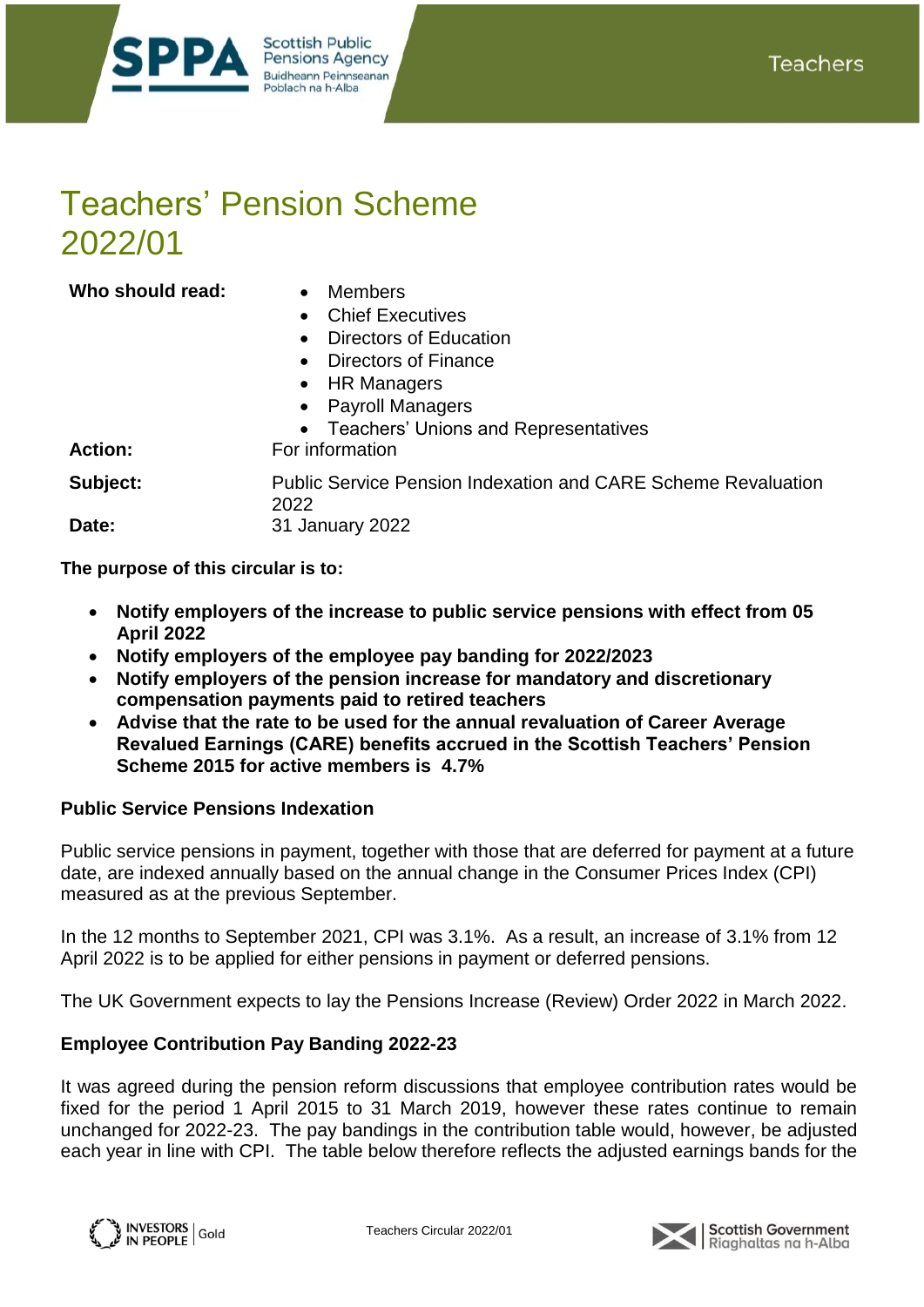# Teachers' Pension Scheme 2022/01

| | |
|---|---|
| **Who should read:** | • Members<br>• Chief Executives<br>• Directors of Education<br>• Directors of Finance<br>• HR Managers<br>• Payroll Managers<br>• Teachers' Unions and Representatives |
| **Action:** | For information |
| **Subject:** | Public Service Pension Indexation and CARE Scheme Revaluation 2022 |
| **Date:** | 31 January 2022 |

**The purpose of this circular is to:**

- **Notify employers of the increase to public service pensions with effect from 05 April 2022**
- **Notify employers of the employee pay banding for 2022/2023**
- **Notify employers of the pension increase for mandatory and discretionary compensation payments paid to retired teachers**
- **Advise that the rate to be used for the annual revaluation of Career Average Revalued Earnings (CARE) benefits accrued in the Scottish Teachers' Pension Scheme 2015 for active members is 4.7%**

**Public Service Pensions Indexation**

Public service pensions in payment, together with those that are deferred for payment at a future date, are indexed annually based on the annual change in the Consumer Prices Index (CPI) measured as at the previous September.

In the 12 months to September 2021, CPI was 3.1%. As a result, an increase of 3.1% from 12 April 2022 is to be applied for either pensions in payment or deferred pensions.

The UK Government expects to lay the Pensions Increase (Review) Order 2022 in March 2022.

**Employee Contribution Pay Banding 2022-23**

It was agreed during the pension reform discussions that employee contribution rates would be fixed for the period 1 April 2015 to 31 March 2019, however these rates continue to remain unchanged for 2022-23. The pay bandings in the contribution table would, however, be adjusted each year in line with CPI. The table below therefore reflects the adjusted earnings bands for the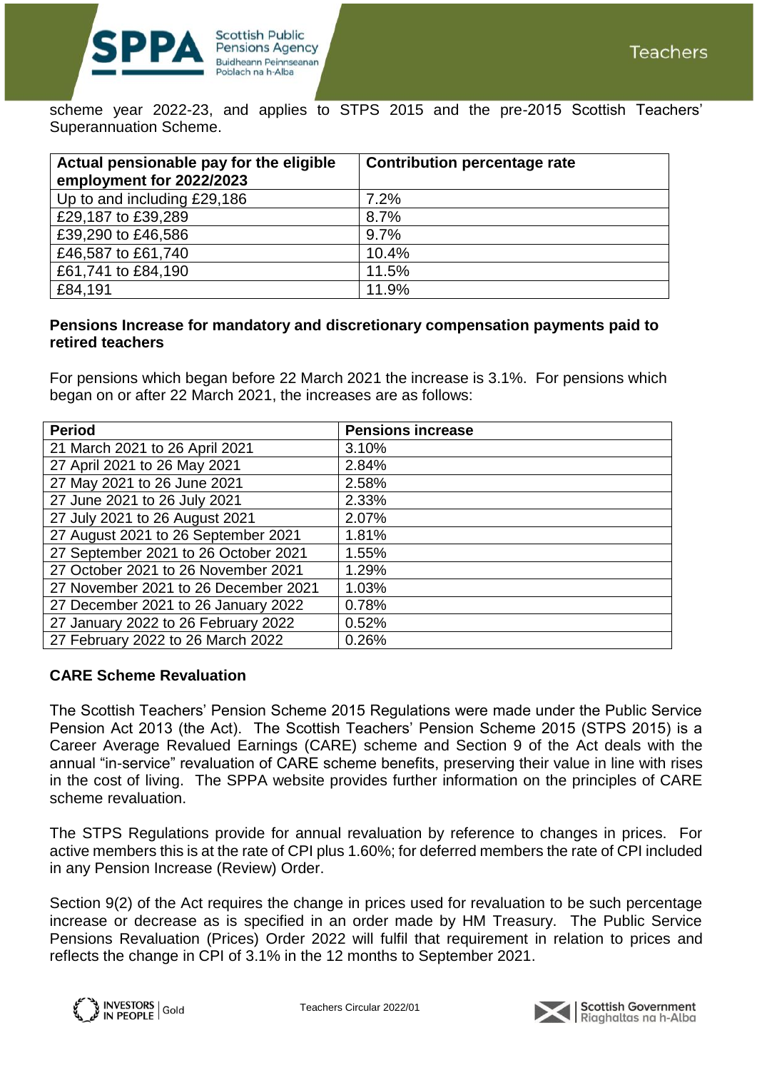scheme year 2022-23, and applies to STPS 2015 and the pre-2015 Scottish Teachers' Superannuation Scheme.

| Actual pensionable pay for the eligible employment for 2022/2023 | Contribution percentage rate |
|---|---|
| Up to and including £29,186 | 7.2% |
| £29,187 to £39,289 | 8.7% |
| £39,290 to £46,586 | 9.7% |
| £46,587 to £61,740 | 10.4% |
| £61,741 to £84,190 | 11.5% |
| £84,191 | 11.9% |

**Pensions Increase for mandatory and discretionary compensation payments paid to retired teachers**

For pensions which began before 22 March 2021 the increase is 3.1%. For pensions which began on or after 22 March 2021, the increases are as follows:

| Period | Pensions increase |
|---|---|
| 21 March 2021 to 26 April 2021 | 3.10% |
| 27 April 2021 to 26 May 2021 | 2.84% |
| 27 May 2021 to 26 June 2021 | 2.58% |
| 27 June 2021 to 26 July 2021 | 2.33% |
| 27 July 2021 to 26 August 2021 | 2.07% |
| 27 August 2021 to 26 September 2021 | 1.81% |
| 27 September 2021 to 26 October 2021 | 1.55% |
| 27 October 2021 to 26 November 2021 | 1.29% |
| 27 November 2021 to 26 December 2021 | 1.03% |
| 27 December 2021 to 26 January 2022 | 0.78% |
| 27 January 2022 to 26 February 2022 | 0.52% |
| 27 February 2022 to 26 March 2022 | 0.26% |

**CARE Scheme Revaluation**

The Scottish Teachers' Pension Scheme 2015 Regulations were made under the Public Service Pension Act 2013 (the Act). The Scottish Teachers' Pension Scheme 2015 (STPS 2015) is a Career Average Revalued Earnings (CARE) scheme and Section 9 of the Act deals with the annual "in-service" revaluation of CARE scheme benefits, preserving their value in line with rises in the cost of living. The SPPA website provides further information on the principles of CARE scheme revaluation.

The STPS Regulations provide for annual revaluation by reference to changes in prices. For active members this is at the rate of CPI plus 1.60%; for deferred members the rate of CPI included in any Pension Increase (Review) Order.

Section 9(2) of the Act requires the change in prices used for revaluation to be such percentage increase or decrease as is specified in an order made by HM Treasury. The Public Service Pensions Revaluation (Prices) Order 2022 will fulfil that requirement in relation to prices and reflects the change in CPI of 3.1% in the 12 months to September 2021.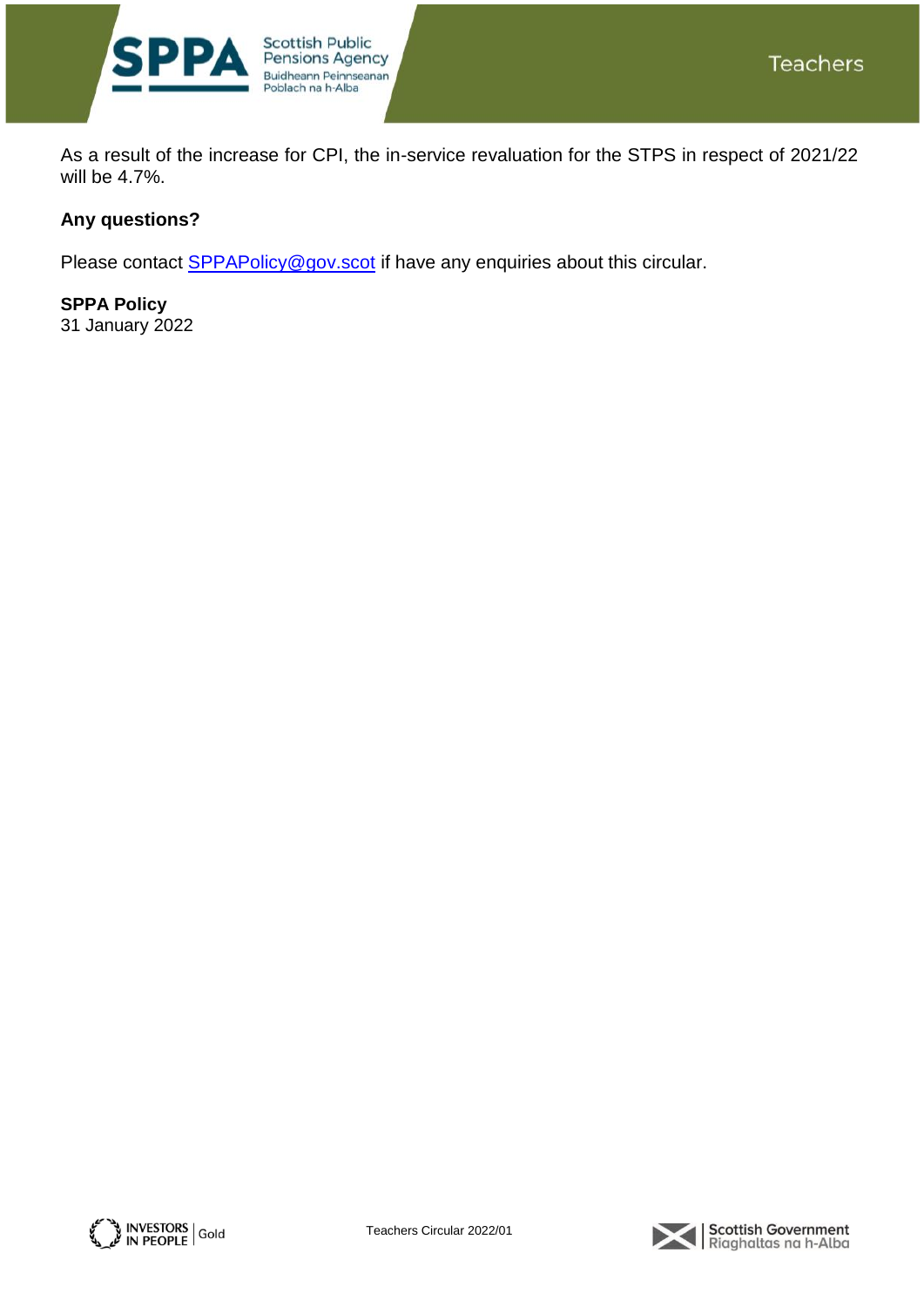As a result of the increase for CPI, the in-service revaluation for the STPS in respect of 2021/22 will be 4.7%.

**Any questions?**

Please contact SPPAPolicy@gov.scot if have any enquiries about this circular.

**SPPA Policy**
31 January 2022